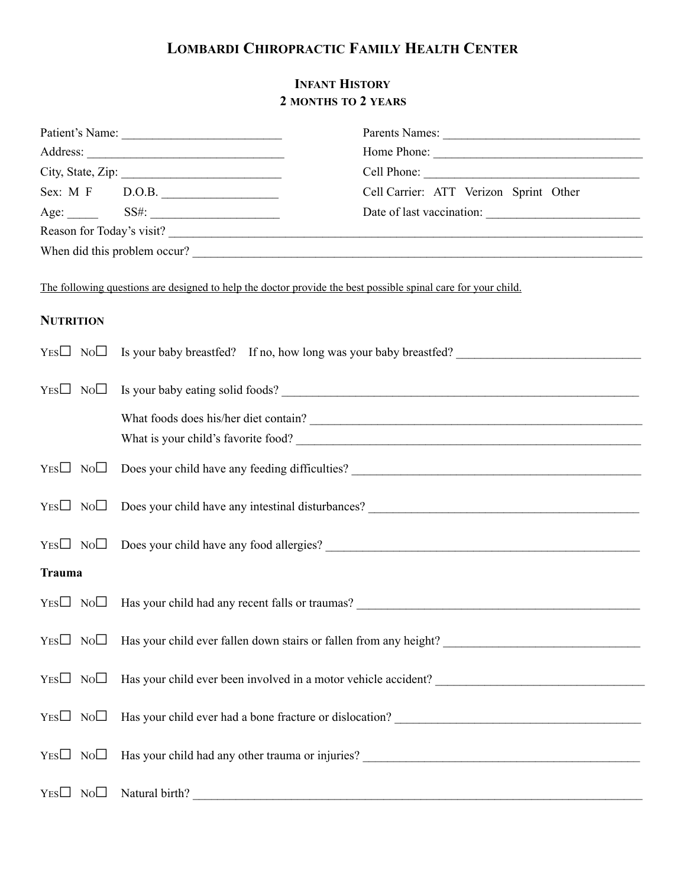# LOMBARDI CHIROPRACTIC FAMILY HEALTH CENTER

## INFANT HISTORY
## 2 MONTHS TO 2 YEARS

Patient's Name: __________________________

Address: ________________________________

City, State, Zip: __________________________

Sex: M F D.O.B. ___________________

Age: _____ SS#: _____________________

Parents Names: ________________________________

Home Phone: __________________________________

Cell Phone: ___________________________________

Cell Carrier: ATT Verizon Sprint Other

Date of last vaccination: _________________________

Reason for Today's visit? ____________________________________________________________________________

When did this problem occur? _________________________________________________________________________

The following questions are designed to help the doctor provide the best possible spinal care for your child.

### NUTRITION

YES☐ NO☐ Is your baby breastfed? If no, how long was your baby breastfed? _____________________________

YES☐ NO☐ Is your baby eating solid foods? ____________________________________________________________

What foods does his/her diet contain? ____________________________________________________

What is your child's favorite food? ______________________________________________________

YES☐ NO☐ Does your child have any feeding difficulties? _______________________________________________

YES☐ NO☐ Does your child have any intestinal disturbances? ____________________________________________

YES☐ NO☐ Does your child have any food allergies? ___________________________________________________

### Trauma

YES☐ NO☐ Has your child had any recent falls or traumas? _______________________________________________

YES☐ NO☐ Has your child ever fallen down stairs or fallen from any height? _______________________________

YES☐ NO☐ Has your child ever been involved in a motor vehicle accident? _________________________________

YES☐ NO☐ Has your child ever had a bone fracture or dislocation? _______________________________________

YES☐ NO☐ Has your child had any other trauma or injuries? _____________________________________________

YES☐ NO☐ Natural birth? ___________________________________________________________________________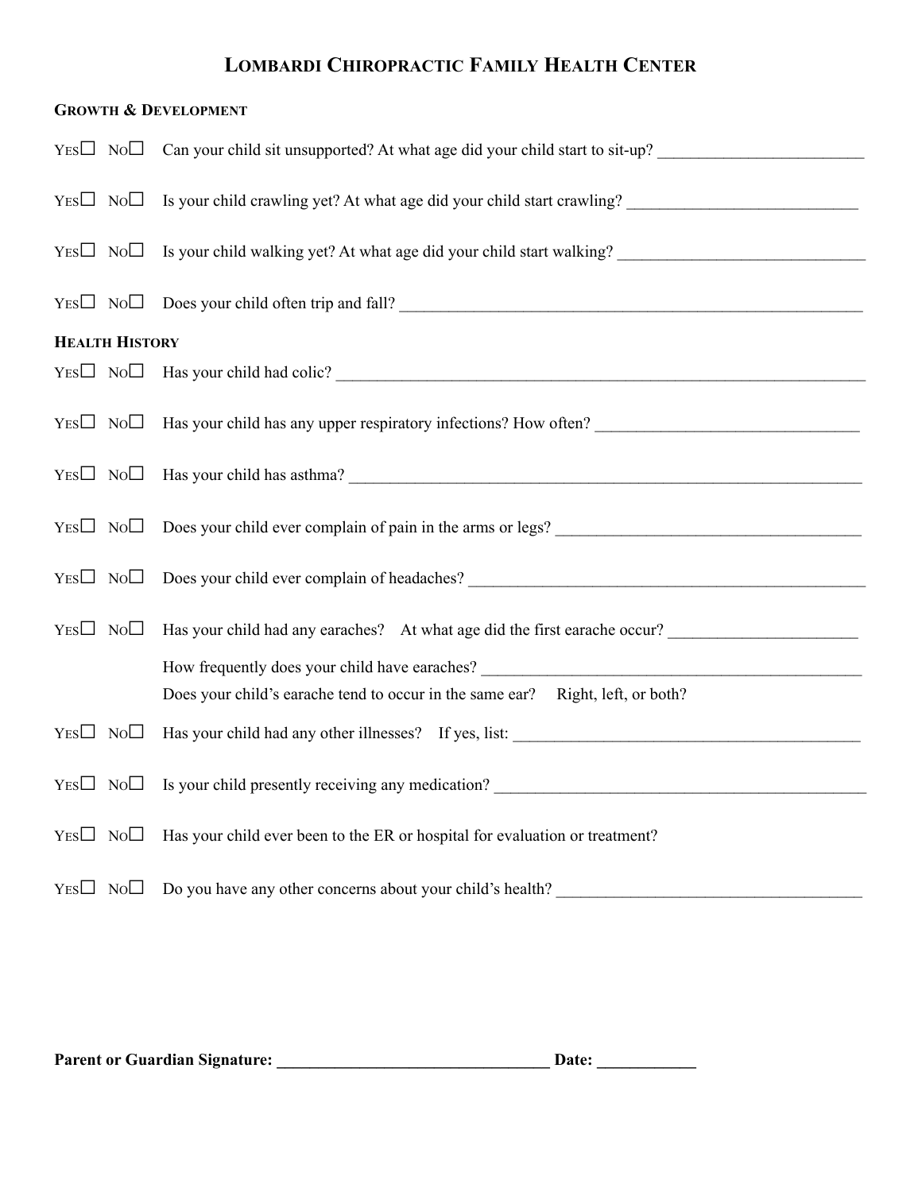# Lombardi Chiropractic Family Health Center

## Growth & Development

Yes☐ No☐ Can your child sit unsupported? At what age did your child start to sit-up? ________________________

Yes☐ No☐ Is your child crawling yet? At what age did your child start crawling? ___________________________

Yes☐ No☐ Is your child walking yet? At what age did your child start walking? _____________________________

Yes☐ No☐ Does your child often trip and fall? _________________________________________________________

## Health History

Yes☐ No☐ Has your child had colic? ________________________________________________________________

Yes☐ No☐ Has your child has any upper respiratory infections? How often? _______________________________

Yes☐ No☐ Has your child has asthma? ______________________________________________________________

Yes☐ No☐ Does your child ever complain of pain in the arms or legs? ____________________________________

Yes☐ No☐ Does your child ever complain of headaches? _____________________________________________

Yes☐ No☐ Has your child had any earaches? At what age did the first earache occur? ______________________

How frequently does your child have earaches? ______________________________________________

Does your child's earache tend to occur in the same ear? Right, left, or both?

Yes☐ No☐ Has your child had any other illnesses? If yes, list: _________________________________________

Yes☐ No☐ Is your child presently receiving any medication? ___________________________________________

Yes☐ No☐ Has your child ever been to the ER or hospital for evaluation or treatment?

Yes☐ No☐ Do you have any other concerns about your child's health? ____________________________________

**Parent or Guardian Signature: ________________________________ Date: ___________**